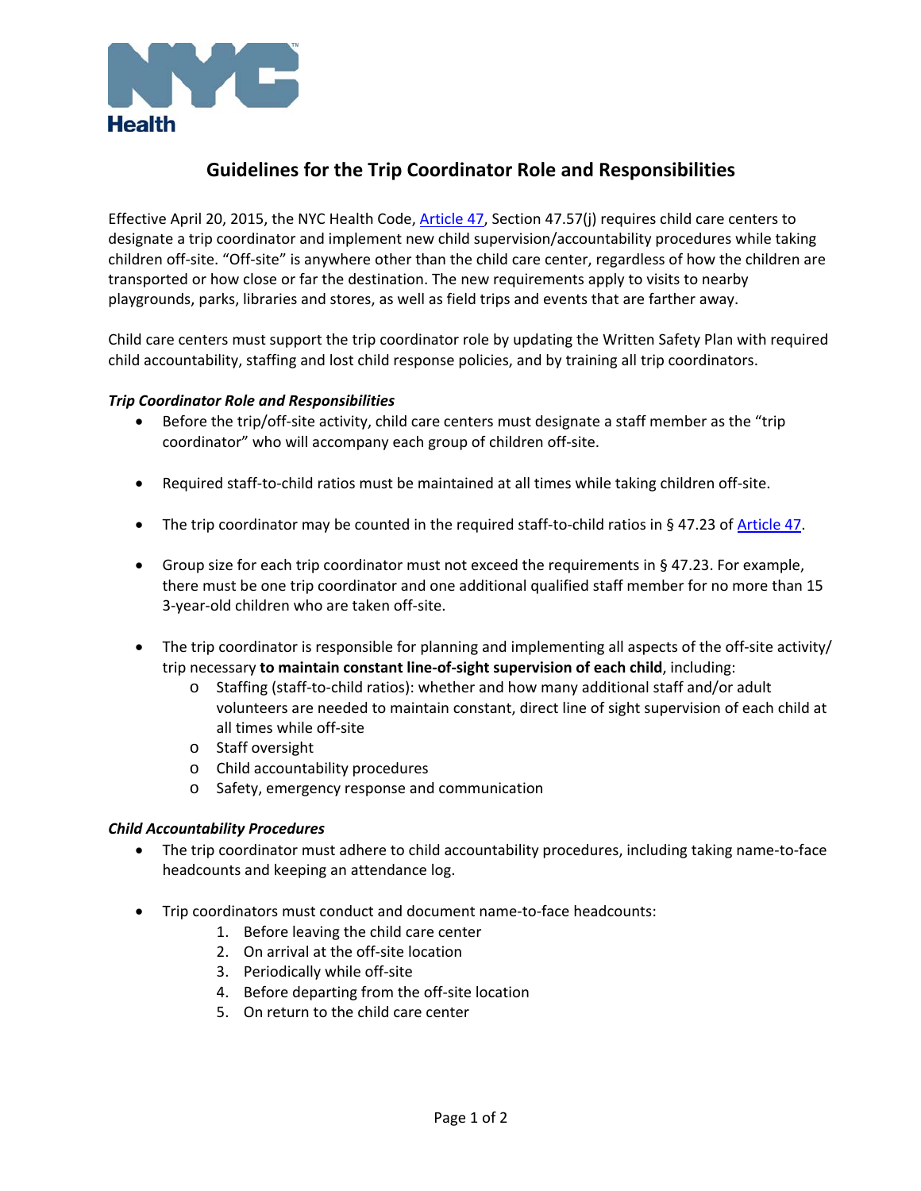NYC Health

# Guidelines for the Trip Coordinator Role and Responsibilities

Effective April 20, 2015, the NYC Health Code, Article 47, Section 47.57(j) requires child care centers to designate a trip coordinator and implement new child supervision/accountability procedures while taking children off-site. "Off-site" is anywhere other than the child care center, regardless of how the children are transported or how close or far the destination. The new requirements apply to visits to nearby playgrounds, parks, libraries and stores, as well as field trips and events that are farther away.

Child care centers must support the trip coordinator role by updating the Written Safety Plan with required child accountability, staffing and lost child response policies, and by training all trip coordinators.

### *Trip Coordinator Role and Responsibilities*

- Before the trip/off-site activity, child care centers must designate a staff member as the "trip coordinator" who will accompany each group of children off-site.
- Required staff-to-child ratios must be maintained at all times while taking children off-site.
- The trip coordinator may be counted in the required staff-to-child ratios in § 47.23 of Article 47.
- Group size for each trip coordinator must not exceed the requirements in § 47.23. For example, there must be one trip coordinator and one additional qualified staff member for no more than 15 3-year-old children who are taken off-site.
- The trip coordinator is responsible for planning and implementing all aspects of the off-site activity/ trip necessary **to maintain constant line-of-sight supervision of each child**, including:
  - Staffing (staff-to-child ratios): whether and how many additional staff and/or adult volunteers are needed to maintain constant, direct line of sight supervision of each child at all times while off-site
  - Staff oversight
  - Child accountability procedures
  - Safety, emergency response and communication

### *Child Accountability Procedures*

- The trip coordinator must adhere to child accountability procedures, including taking name-to-face headcounts and keeping an attendance log.
- Trip coordinators must conduct and document name-to-face headcounts:
  1. Before leaving the child care center
  2. On arrival at the off-site location
  3. Periodically while off-site
  4. Before departing from the off-site location
  5. On return to the child care center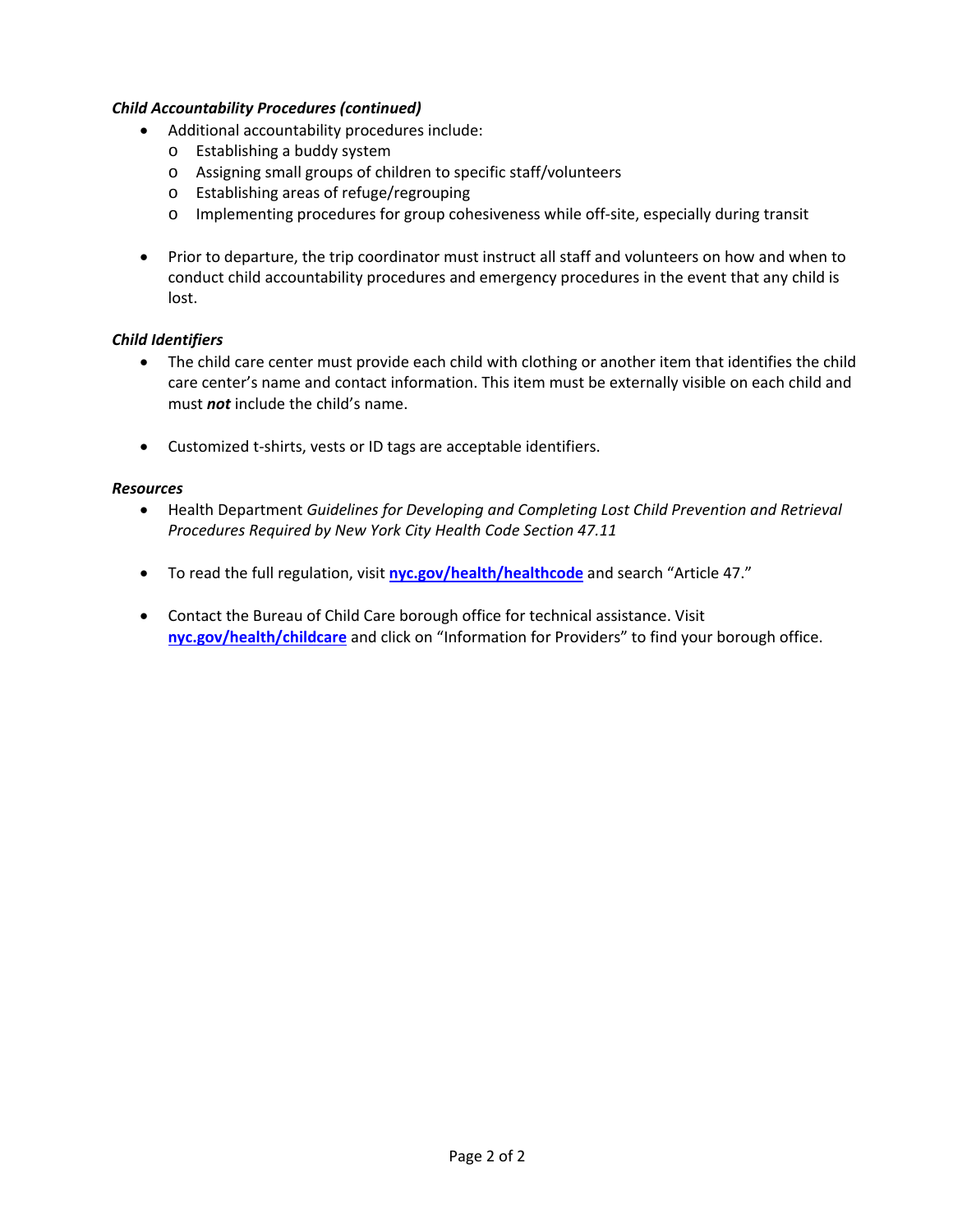***Child Accountability Procedures (continued)***

- Additional accountability procedures include:
  - Establishing a buddy system
  - Assigning small groups of children to specific staff/volunteers
  - Establishing areas of refuge/regrouping
  - Implementing procedures for group cohesiveness while off-site, especially during transit

- Prior to departure, the trip coordinator must instruct all staff and volunteers on how and when to conduct child accountability procedures and emergency procedures in the event that any child is lost.

***Child Identifiers***

- The child care center must provide each child with clothing or another item that identifies the child care center's name and contact information. This item must be externally visible on each child and must ***not*** include the child's name.

- Customized t-shirts, vests or ID tags are acceptable identifiers.

***Resources***

- Health Department *Guidelines for Developing and Completing Lost Child Prevention and Retrieval Procedures Required by New York City Health Code Section 47.11*

- To read the full regulation, visit **nyc.gov/health/healthcode** and search "Article 47."

- Contact the Bureau of Child Care borough office for technical assistance. Visit **nyc.gov/health/childcare** and click on "Information for Providers" to find your borough office.